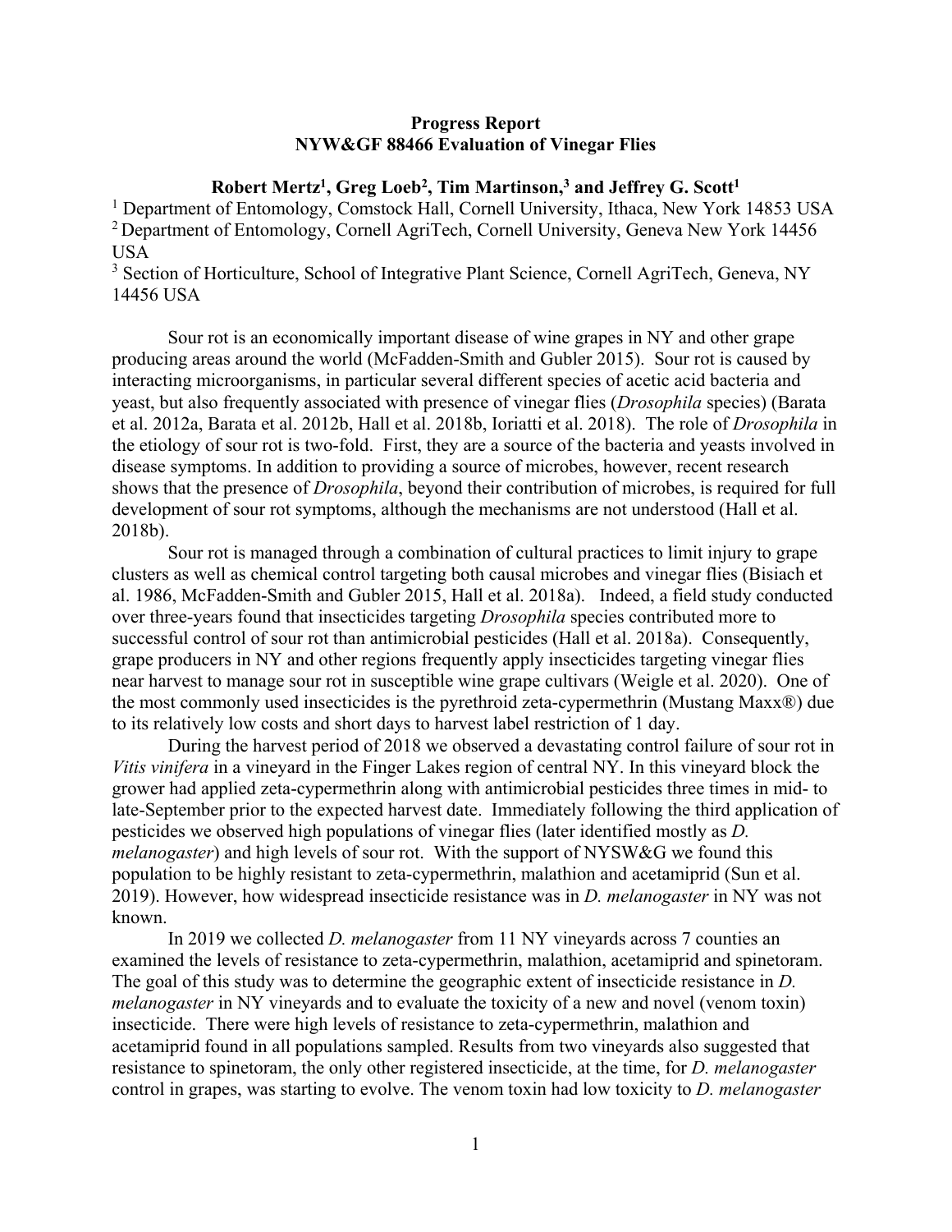**Progress Report**
**NYW&GF 88466 Evaluation of Vinegar Flies**

**Robert Mertz[1], Greg Loeb[2], Tim Martinson,[3] and Jeffrey G. Scott[1]**

[1] Department of Entomology, Comstock Hall, Cornell University, Ithaca, New York 14853 USA
[2] Department of Entomology, Cornell AgriTech, Cornell University, Geneva New York 14456 USA
[3] Section of Horticulture, School of Integrative Plant Science, Cornell AgriTech, Geneva, NY 14456 USA

Sour rot is an economically important disease of wine grapes in NY and other grape producing areas around the world (McFadden-Smith and Gubler 2015). Sour rot is caused by interacting microorganisms, in particular several different species of acetic acid bacteria and yeast, but also frequently associated with presence of vinegar flies (*Drosophila* species) (Barata et al. 2012a, Barata et al. 2012b, Hall et al. 2018b, Ioriatti et al. 2018). The role of *Drosophila* in the etiology of sour rot is two-fold. First, they are a source of the bacteria and yeasts involved in disease symptoms. In addition to providing a source of microbes, however, recent research shows that the presence of *Drosophila*, beyond their contribution of microbes, is required for full development of sour rot symptoms, although the mechanisms are not understood (Hall et al. 2018b).

Sour rot is managed through a combination of cultural practices to limit injury to grape clusters as well as chemical control targeting both causal microbes and vinegar flies (Bisiach et al. 1986, McFadden-Smith and Gubler 2015, Hall et al. 2018a). Indeed, a field study conducted over three-years found that insecticides targeting *Drosophila* species contributed more to successful control of sour rot than antimicrobial pesticides (Hall et al. 2018a). Consequently, grape producers in NY and other regions frequently apply insecticides targeting vinegar flies near harvest to manage sour rot in susceptible wine grape cultivars (Weigle et al. 2020). One of the most commonly used insecticides is the pyrethroid zeta-cypermethrin (Mustang Maxx®) due to its relatively low costs and short days to harvest label restriction of 1 day.

During the harvest period of 2018 we observed a devastating control failure of sour rot in *Vitis vinifera* in a vineyard in the Finger Lakes region of central NY. In this vineyard block the grower had applied zeta-cypermethrin along with antimicrobial pesticides three times in mid- to late-September prior to the expected harvest date. Immediately following the third application of pesticides we observed high populations of vinegar flies (later identified mostly as *D. melanogaster*) and high levels of sour rot. With the support of NYSW&G we found this population to be highly resistant to zeta-cypermethrin, malathion and acetamiprid (Sun et al. 2019). However, how widespread insecticide resistance was in *D. melanogaster* in NY was not known.

In 2019 we collected *D. melanogaster* from 11 NY vineyards across 7 counties an examined the levels of resistance to zeta-cypermethrin, malathion, acetamiprid and spinetoram. The goal of this study was to determine the geographic extent of insecticide resistance in *D. melanogaster* in NY vineyards and to evaluate the toxicity of a new and novel (venom toxin) insecticide. There were high levels of resistance to zeta-cypermethrin, malathion and acetamiprid found in all populations sampled. Results from two vineyards also suggested that resistance to spinetoram, the only other registered insecticide, at the time, for *D. melanogaster* control in grapes, was starting to evolve. The venom toxin had low toxicity to *D. melanogaster*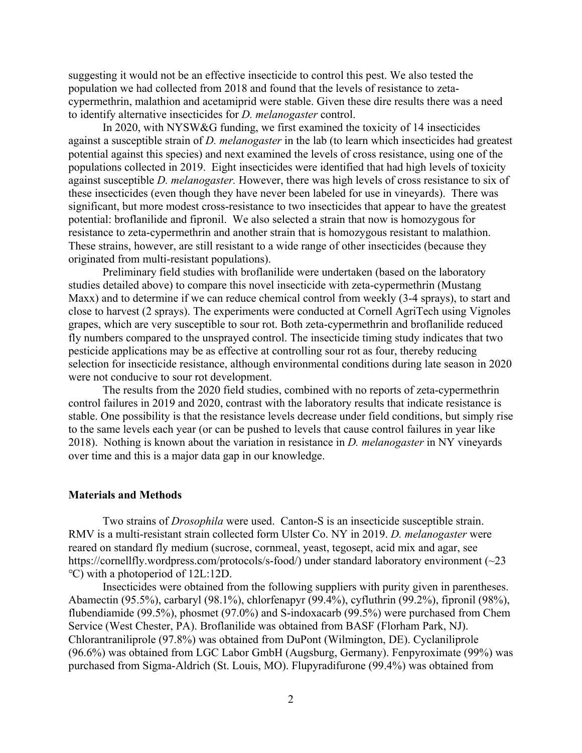suggesting it would not be an effective insecticide to control this pest. We also tested the population we had collected from 2018 and found that the levels of resistance to zeta-cypermethrin, malathion and acetamiprid were stable. Given these dire results there was a need to identify alternative insecticides for *D. melanogaster* control.

In 2020, with NYSW&G funding, we first examined the toxicity of 14 insecticides against a susceptible strain of *D. melanogaster* in the lab (to learn which insecticides had greatest potential against this species) and next examined the levels of cross resistance, using one of the populations collected in 2019. Eight insecticides were identified that had high levels of toxicity against susceptible *D. melanogaster.* However, there was high levels of cross resistance to six of these insecticides (even though they have never been labeled for use in vineyards). There was significant, but more modest cross-resistance to two insecticides that appear to have the greatest potential: broflanilide and fipronil. We also selected a strain that now is homozygous for resistance to zeta-cypermethrin and another strain that is homozygous resistant to malathion. These strains, however, are still resistant to a wide range of other insecticides (because they originated from multi-resistant populations).

Preliminary field studies with broflanilide were undertaken (based on the laboratory studies detailed above) to compare this novel insecticide with zeta-cypermethrin (Mustang Maxx) and to determine if we can reduce chemical control from weekly (3-4 sprays), to start and close to harvest (2 sprays). The experiments were conducted at Cornell AgriTech using Vignoles grapes, which are very susceptible to sour rot. Both zeta-cypermethrin and broflanilide reduced fly numbers compared to the unsprayed control. The insecticide timing study indicates that two pesticide applications may be as effective at controlling sour rot as four, thereby reducing selection for insecticide resistance, although environmental conditions during late season in 2020 were not conducive to sour rot development.

The results from the 2020 field studies, combined with no reports of zeta-cypermethrin control failures in 2019 and 2020, contrast with the laboratory results that indicate resistance is stable. One possibility is that the resistance levels decrease under field conditions, but simply rise to the same levels each year (or can be pushed to levels that cause control failures in year like 2018). Nothing is known about the variation in resistance in *D. melanogaster* in NY vineyards over time and this is a major data gap in our knowledge.

## Materials and Methods

Two strains of *Drosophila* were used. Canton-S is an insecticide susceptible strain. RMV is a multi-resistant strain collected form Ulster Co. NY in 2019. *D. melanogaster* were reared on standard fly medium (sucrose, cornmeal, yeast, tegosept, acid mix and agar, see https://cornellfly.wordpress.com/protocols/s-food/) under standard laboratory environment (~23 ℃) with a photoperiod of 12L:12D.

Insecticides were obtained from the following suppliers with purity given in parentheses. Abamectin (95.5%), carbaryl (98.1%), chlorfenapyr (99.4%), cyfluthrin (99.2%), fipronil (98%), flubendiamide (99.5%), phosmet (97.0%) and S-indoxacarb (99.5%) were purchased from Chem Service (West Chester, PA). Broflanilide was obtained from BASF (Florham Park, NJ). Chlorantraniliprole (97.8%) was obtained from DuPont (Wilmington, DE). Cyclaniliprole (96.6%) was obtained from LGC Labor GmbH (Augsburg, Germany). Fenpyroximate (99%) was purchased from Sigma-Aldrich (St. Louis, MO). Flupyradifurone (99.4%) was obtained from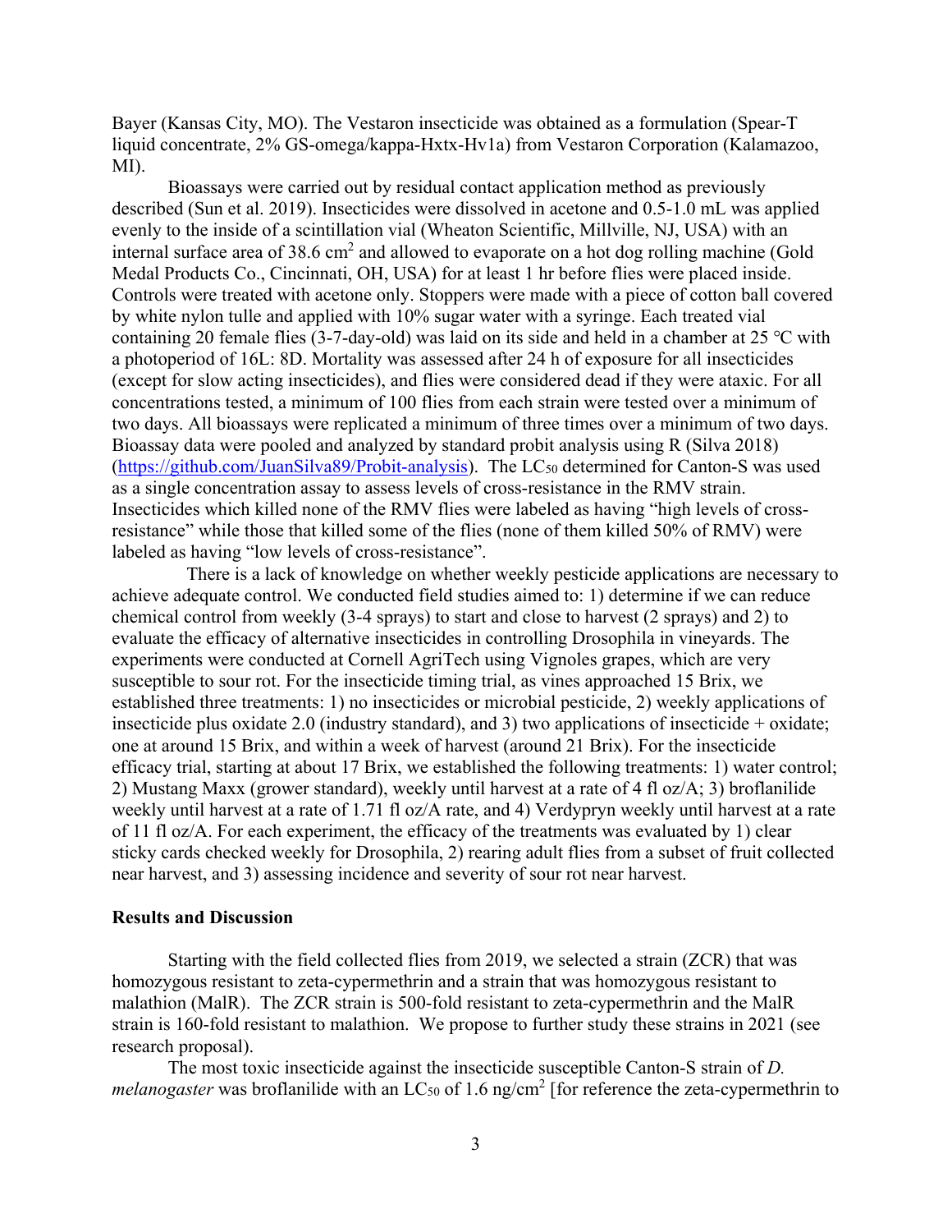Bayer (Kansas City, MO). The Vestaron insecticide was obtained as a formulation (Spear-T liquid concentrate, 2% GS-omega/kappa-Hxtx-Hv1a) from Vestaron Corporation (Kalamazoo, MI).

Bioassays were carried out by residual contact application method as previously described (Sun et al. 2019). Insecticides were dissolved in acetone and 0.5-1.0 mL was applied evenly to the inside of a scintillation vial (Wheaton Scientific, Millville, NJ, USA) with an internal surface area of 38.6 $cm^2$ and allowed to evaporate on a hot dog rolling machine (Gold Medal Products Co., Cincinnati, OH, USA) for at least 1 hr before flies were placed inside. Controls were treated with acetone only. Stoppers were made with a piece of cotton ball covered by white nylon tulle and applied with 10% sugar water with a syringe. Each treated vial containing 20 female flies (3-7-day-old) was laid on its side and held in a chamber at 25 °C with a photoperiod of 16L: 8D. Mortality was assessed after 24 h of exposure for all insecticides (except for slow acting insecticides), and flies were considered dead if they were ataxic. For all concentrations tested, a minimum of 100 flies from each strain were tested over a minimum of two days. All bioassays were replicated a minimum of three times over a minimum of two days. Bioassay data were pooled and analyzed by standard probit analysis using R (Silva 2018) (https://github.com/JuanSilva89/Probit-analysis). The $LC_{50}$ determined for Canton-S was used as a single concentration assay to assess levels of cross-resistance in the RMV strain. Insecticides which killed none of the RMV flies were labeled as having "high levels of cross-resistance" while those that killed some of the flies (none of them killed 50% of RMV) were labeled as having "low levels of cross-resistance".

There is a lack of knowledge on whether weekly pesticide applications are necessary to achieve adequate control. We conducted field studies aimed to: 1) determine if we can reduce chemical control from weekly (3-4 sprays) to start and close to harvest (2 sprays) and 2) to evaluate the efficacy of alternative insecticides in controlling Drosophila in vineyards. The experiments were conducted at Cornell AgriTech using Vignoles grapes, which are very susceptible to sour rot. For the insecticide timing trial, as vines approached 15 Brix, we established three treatments: 1) no insecticides or microbial pesticide, 2) weekly applications of insecticide plus oxidate 2.0 (industry standard), and 3) two applications of insecticide + oxidate; one at around 15 Brix, and within a week of harvest (around 21 Brix). For the insecticide efficacy trial, starting at about 17 Brix, we established the following treatments: 1) water control; 2) Mustang Maxx (grower standard), weekly until harvest at a rate of 4 fl oz/A; 3) broflanilide weekly until harvest at a rate of 1.71 fl oz/A rate, and 4) Verdypryn weekly until harvest at a rate of 11 fl oz/A. For each experiment, the efficacy of the treatments was evaluated by 1) clear sticky cards checked weekly for Drosophila, 2) rearing adult flies from a subset of fruit collected near harvest, and 3) assessing incidence and severity of sour rot near harvest.

## Results and Discussion

Starting with the field collected flies from 2019, we selected a strain (ZCR) that was homozygous resistant to zeta-cypermethrin and a strain that was homozygous resistant to malathion (MalR). The ZCR strain is 500-fold resistant to zeta-cypermethrin and the MalR strain is 160-fold resistant to malathion. We propose to further study these strains in 2021 (see research proposal).

The most toxic insecticide against the insecticide susceptible Canton-S strain of *D. melanogaster* was broflanilide with an $LC_{50}$ of 1.6 $ng/cm^2$ [for reference the zeta-cypermethrin to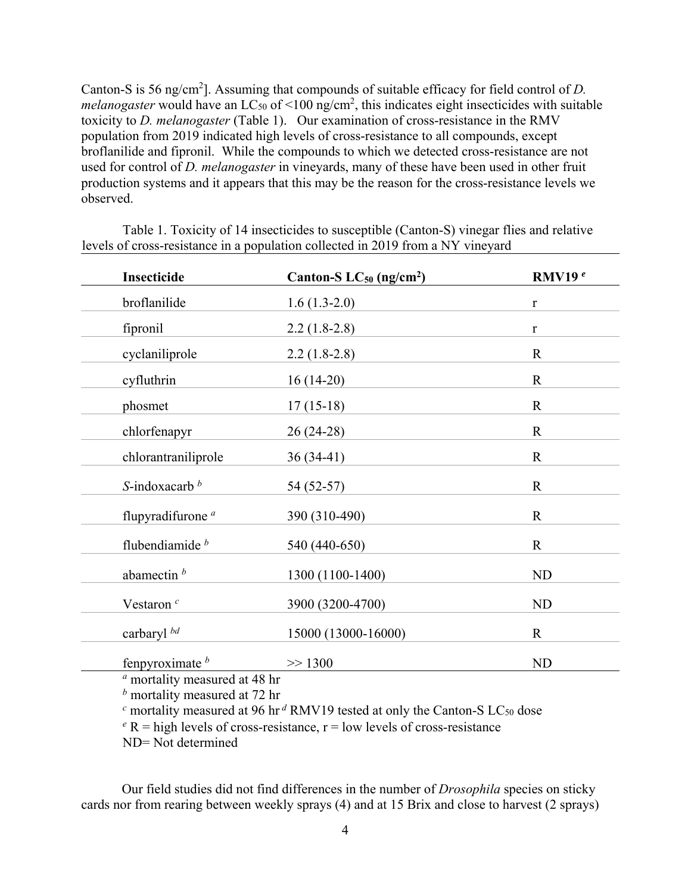Canton-S is 56 ng/cm$^2$]. Assuming that compounds of suitable efficacy for field control of *D. melanogaster* would have an $LC_{50}$ of <100 ng/cm$^2$, this indicates eight insecticides with suitable toxicity to *D. melanogaster* (Table 1). Our examination of cross-resistance in the RMV population from 2019 indicated high levels of cross-resistance to all compounds, except broflanilide and fipronil. While the compounds to which we detected cross-resistance are not used for control of *D. melanogaster* in vineyards, many of these have been used in other fruit production systems and it appears that this may be the reason for the cross-resistance levels we observed.

Table 1. Toxicity of 14 insecticides to susceptible (Canton-S) vinegar flies and relative levels of cross-resistance in a population collected in 2019 from a NY vineyard

| Insecticide | Canton-S $LC_{50}$ (ng/cm$^2$) | RMV19 [e] |
|---|---|---|
| broflanilide | 1.6 (1.3-2.0) | r |
| fipronil | 2.2 (1.8-2.8) | r |
| cyclaniliprole | 2.2 (1.8-2.8) | R |
| cyfluthrin | 16 (14-20) | R |
| phosmet | 17 (15-18) | R |
| chlorfenapyr | 26 (24-28) | R |
| chlorantraniliprole | 36 (34-41) | R |
| *S*-indoxacarb [b] | 54 (52-57) | R |
| flupyradifurone [a] | 390 (310-490) | R |
| flubendiamide [b] | 540 (440-650) | R |
| abamectin [b] | 1300 (1100-1400) | ND |
| Vestaron [c] | 3900 (3200-4700) | ND |
| carbaryl [bd] | 15000 (13000-16000) | R |
| fenpyroximate [b] | >> 1300 | ND |

[a] mortality measured at 48 hr
[b] mortality measured at 72 hr
[c] mortality measured at 96 hr [d] RMV19 tested at only the Canton-S $LC_{50}$ dose
[e] R = high levels of cross-resistance, r = low levels of cross-resistance
ND= Not determined

Our field studies did not find differences in the number of *Drosophila* species on sticky cards nor from rearing between weekly sprays (4) and at 15 Brix and close to harvest (2 sprays)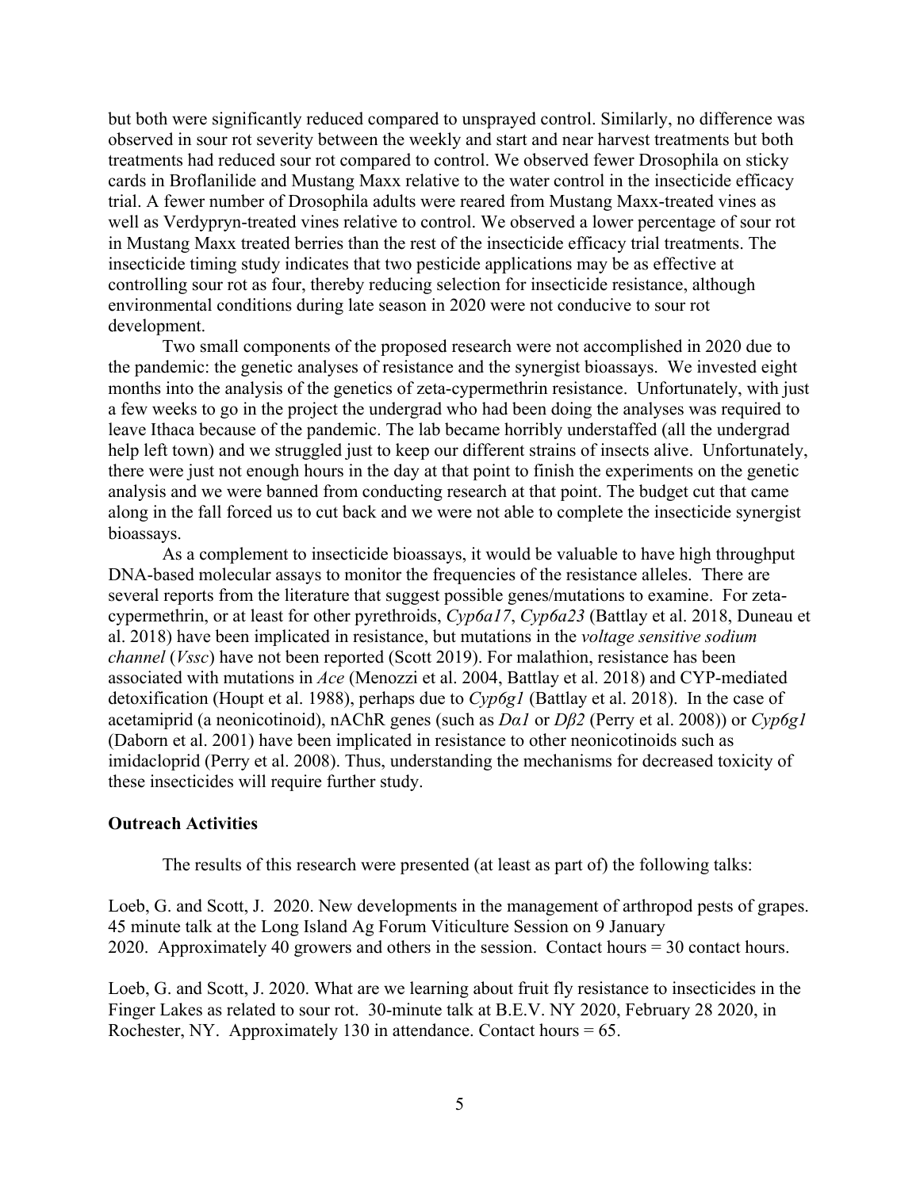but both were significantly reduced compared to unsprayed control. Similarly, no difference was observed in sour rot severity between the weekly and start and near harvest treatments but both treatments had reduced sour rot compared to control. We observed fewer Drosophila on sticky cards in Broflanilide and Mustang Maxx relative to the water control in the insecticide efficacy trial. A fewer number of Drosophila adults were reared from Mustang Maxx-treated vines as well as Verdypryn-treated vines relative to control. We observed a lower percentage of sour rot in Mustang Maxx treated berries than the rest of the insecticide efficacy trial treatments. The insecticide timing study indicates that two pesticide applications may be as effective at controlling sour rot as four, thereby reducing selection for insecticide resistance, although environmental conditions during late season in 2020 were not conducive to sour rot development.

Two small components of the proposed research were not accomplished in 2020 due to the pandemic: the genetic analyses of resistance and the synergist bioassays. We invested eight months into the analysis of the genetics of zeta-cypermethrin resistance. Unfortunately, with just a few weeks to go in the project the undergrad who had been doing the analyses was required to leave Ithaca because of the pandemic. The lab became horribly understaffed (all the undergrad help left town) and we struggled just to keep our different strains of insects alive. Unfortunately, there were just not enough hours in the day at that point to finish the experiments on the genetic analysis and we were banned from conducting research at that point. The budget cut that came along in the fall forced us to cut back and we were not able to complete the insecticide synergist bioassays.

As a complement to insecticide bioassays, it would be valuable to have high throughput DNA-based molecular assays to monitor the frequencies of the resistance alleles. There are several reports from the literature that suggest possible genes/mutations to examine. For zeta-cypermethrin, or at least for other pyrethroids, *Cyp6a17*, *Cyp6a23* (Battlay et al. 2018, Duneau et al. 2018) have been implicated in resistance, but mutations in the *voltage sensitive sodium channel* (*Vssc*) have not been reported (Scott 2019). For malathion, resistance has been associated with mutations in *Ace* (Menozzi et al. 2004, Battlay et al. 2018) and CYP-mediated detoxification (Houpt et al. 1988), perhaps due to *Cyp6g1* (Battlay et al. 2018). In the case of acetamiprid (a neonicotinoid), nAChR genes (such as *Dα1* or *Dβ2* (Perry et al. 2008)) or *Cyp6g1* (Daborn et al. 2001) have been implicated in resistance to other neonicotinoids such as imidacloprid (Perry et al. 2008). Thus, understanding the mechanisms for decreased toxicity of these insecticides will require further study.

**Outreach Activities**

The results of this research were presented (at least as part of) the following talks:

Loeb, G. and Scott, J. 2020. New developments in the management of arthropod pests of grapes. 45 minute talk at the Long Island Ag Forum Viticulture Session on 9 January 2020. Approximately 40 growers and others in the session. Contact hours = 30 contact hours.

Loeb, G. and Scott, J. 2020. What are we learning about fruit fly resistance to insecticides in the Finger Lakes as related to sour rot. 30-minute talk at B.E.V. NY 2020, February 28 2020, in Rochester, NY. Approximately 130 in attendance. Contact hours = 65.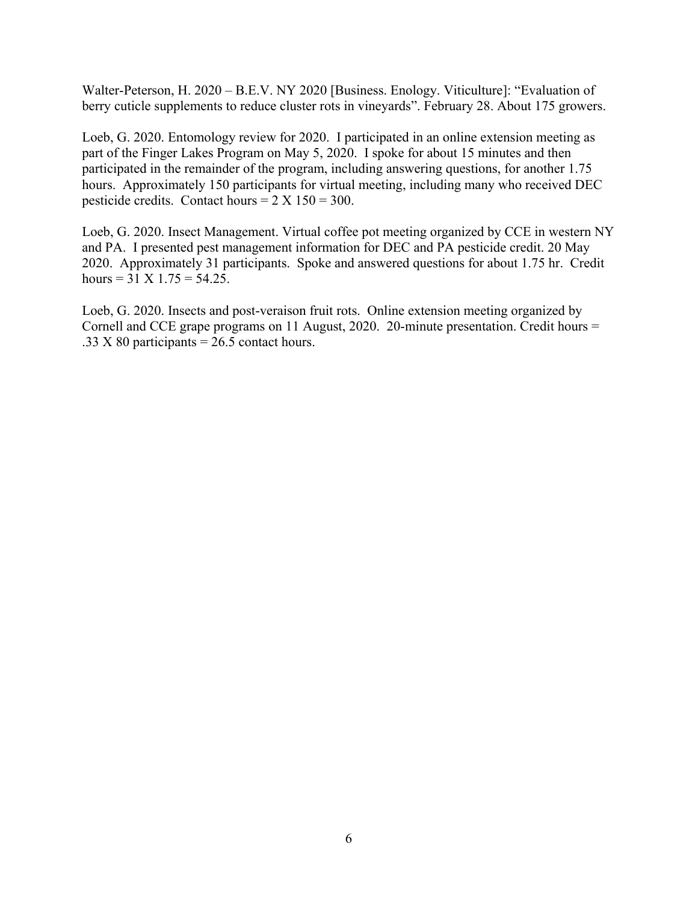Walter-Peterson, H. 2020 – B.E.V. NY 2020 [Business. Enology. Viticulture]: "Evaluation of berry cuticle supplements to reduce cluster rots in vineyards". February 28. About 175 growers.

Loeb, G. 2020. Entomology review for 2020. I participated in an online extension meeting as part of the Finger Lakes Program on May 5, 2020. I spoke for about 15 minutes and then participated in the remainder of the program, including answering questions, for another 1.75 hours. Approximately 150 participants for virtual meeting, including many who received DEC pesticide credits. Contact hours = 2 X 150 = 300.

Loeb, G. 2020. Insect Management. Virtual coffee pot meeting organized by CCE in western NY and PA. I presented pest management information for DEC and PA pesticide credit. 20 May 2020. Approximately 31 participants. Spoke and answered questions for about 1.75 hr. Credit hours = 31 X 1.75 = 54.25.

Loeb, G. 2020. Insects and post-veraison fruit rots. Online extension meeting organized by Cornell and CCE grape programs on 11 August, 2020. 20-minute presentation. Credit hours = .33 X 80 participants = 26.5 contact hours.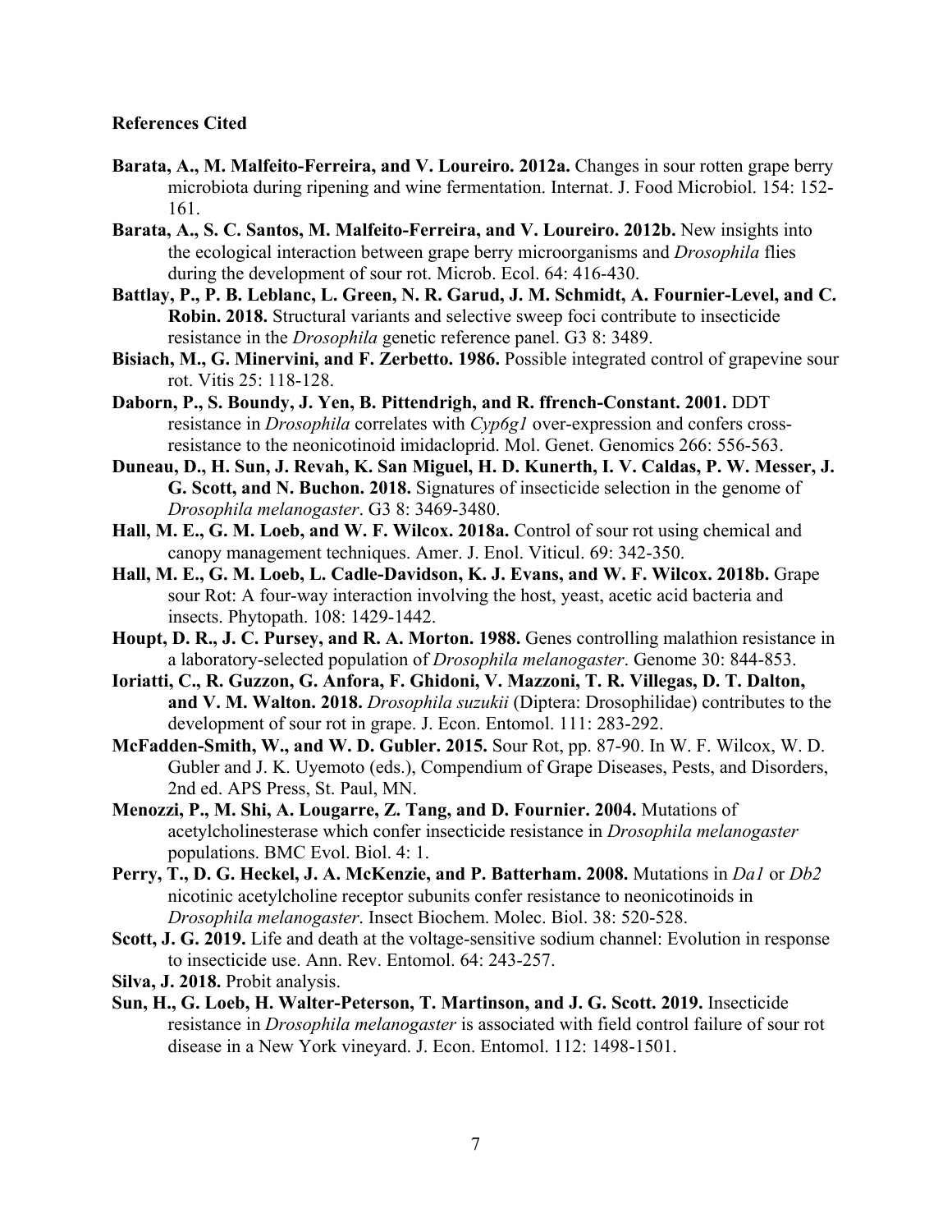**References Cited**

**Barata, A., M. Malfeito-Ferreira, and V. Loureiro. 2012a.** Changes in sour rotten grape berry microbiota during ripening and wine fermentation. Internat. J. Food Microbiol. 154: 152-161.

**Barata, A., S. C. Santos, M. Malfeito-Ferreira, and V. Loureiro. 2012b.** New insights into the ecological interaction between grape berry microorganisms and *Drosophila* flies during the development of sour rot. Microb. Ecol. 64: 416-430.

**Battlay, P., P. B. Leblanc, L. Green, N. R. Garud, J. M. Schmidt, A. Fournier-Level, and C. Robin. 2018.** Structural variants and selective sweep foci contribute to insecticide resistance in the *Drosophila* genetic reference panel. G3 8: 3489.

**Bisiach, M., G. Minervini, and F. Zerbetto. 1986.** Possible integrated control of grapevine sour rot. Vitis 25: 118-128.

**Daborn, P., S. Boundy, J. Yen, B. Pittendrigh, and R. ffrench-Constant. 2001.** DDT resistance in *Drosophila* correlates with *Cyp6g1* over-expression and confers cross-resistance to the neonicotinoid imidacloprid. Mol. Genet. Genomics 266: 556-563.

**Duneau, D., H. Sun, J. Revah, K. San Miguel, H. D. Kunerth, I. V. Caldas, P. W. Messer, J. G. Scott, and N. Buchon. 2018.** Signatures of insecticide selection in the genome of *Drosophila melanogaster*. G3 8: 3469-3480.

**Hall, M. E., G. M. Loeb, and W. F. Wilcox. 2018a.** Control of sour rot using chemical and canopy management techniques. Amer. J. Enol. Viticul. 69: 342-350.

**Hall, M. E., G. M. Loeb, L. Cadle-Davidson, K. J. Evans, and W. F. Wilcox. 2018b.** Grape sour Rot: A four-way interaction involving the host, yeast, acetic acid bacteria and insects. Phytopath. 108: 1429-1442.

**Houpt, D. R., J. C. Pursey, and R. A. Morton. 1988.** Genes controlling malathion resistance in a laboratory-selected population of *Drosophila melanogaster*. Genome 30: 844-853.

**Ioriatti, C., R. Guzzon, G. Anfora, F. Ghidoni, V. Mazzoni, T. R. Villegas, D. T. Dalton, and V. M. Walton. 2018.** *Drosophila suzukii* (Diptera: Drosophilidae) contributes to the development of sour rot in grape. J. Econ. Entomol. 111: 283-292.

**McFadden-Smith, W., and W. D. Gubler. 2015.** Sour Rot, pp. 87-90. In W. F. Wilcox, W. D. Gubler and J. K. Uyemoto (eds.), Compendium of Grape Diseases, Pests, and Disorders, 2nd ed. APS Press, St. Paul, MN.

**Menozzi, P., M. Shi, A. Lougarre, Z. Tang, and D. Fournier. 2004.** Mutations of acetylcholinesterase which confer insecticide resistance in *Drosophila melanogaster* populations. BMC Evol. Biol. 4: 1.

**Perry, T., D. G. Heckel, J. A. McKenzie, and P. Batterham. 2008.** Mutations in *Da1* or *Db2* nicotinic acetylcholine receptor subunits confer resistance to neonicotinoids in *Drosophila melanogaster*. Insect Biochem. Molec. Biol. 38: 520-528.

**Scott, J. G. 2019.** Life and death at the voltage-sensitive sodium channel: Evolution in response to insecticide use. Ann. Rev. Entomol. 64: 243-257.

**Silva, J. 2018.** Probit analysis.

**Sun, H., G. Loeb, H. Walter-Peterson, T. Martinson, and J. G. Scott. 2019.** Insecticide resistance in *Drosophila melanogaster* is associated with field control failure of sour rot disease in a New York vineyard. J. Econ. Entomol. 112: 1498-1501.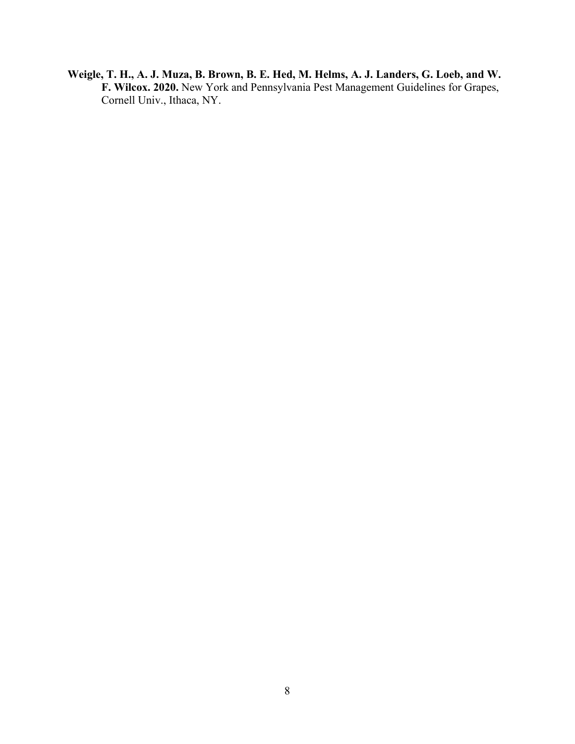**Weigle, T. H., A. J. Muza, B. Brown, B. E. Hed, M. Helms, A. J. Landers, G. Loeb, and W. F. Wilcox. 2020.** New York and Pennsylvania Pest Management Guidelines for Grapes, Cornell Univ., Ithaca, NY.